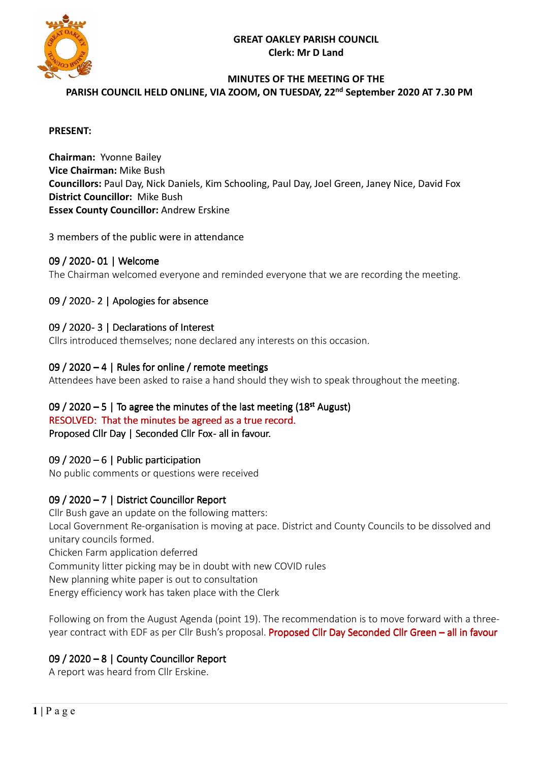**GREAT OAKLEY PARISH COUNCIL**
**Clerk: Mr D Land**

# MINUTES OF THE MEETING OF THE PARISH COUNCIL HELD ONLINE, VIA ZOOM, ON TUESDAY, 22nd September 2020 AT 7.30 PM

**PRESENT:**

**Chairman:** Yvonne Bailey
**Vice Chairman:** Mike Bush
**Councillors:** Paul Day, Nick Daniels, Kim Schooling, Paul Day, Joel Green, Janey Nice, David Fox
**District Councillor:** Mike Bush
**Essex County Councillor:** Andrew Erskine

3 members of the public were in attendance

## 09 / 2020- 01 | Welcome

The Chairman welcomed everyone and reminded everyone that we are recording the meeting.

## 09 / 2020- 2 | Apologies for absence

## 09 / 2020- 3 | Declarations of Interest

Cllrs introduced themselves; none declared any interests on this occasion.

## 09 / 2020 – 4 | Rules for online / remote meetings

Attendees have been asked to raise a hand should they wish to speak throughout the meeting.

## 09 / 2020 – 5 | To agree the minutes of the last meeting (18st August)

RESOLVED: That the minutes be agreed as a true record.
Proposed Cllr Day | Seconded Cllr Fox- all in favour.

## 09 / 2020 – 6 | Public participation

No public comments or questions were received

## 09 / 2020 – 7 | District Councillor Report

Cllr Bush gave an update on the following matters:
Local Government Re-organisation is moving at pace. District and County Councils to be dissolved and unitary councils formed.
Chicken Farm application deferred
Community litter picking may be in doubt with new COVID rules
New planning white paper is out to consultation
Energy efficiency work has taken place with the Clerk

Following on from the August Agenda (point 19). The recommendation is to move forward with a three-year contract with EDF as per Cllr Bush's proposal. Proposed Cllr Day Seconded Cllr Green – all in favour

## 09 / 2020 – 8 | County Councillor Report

A report was heard from Cllr Erskine.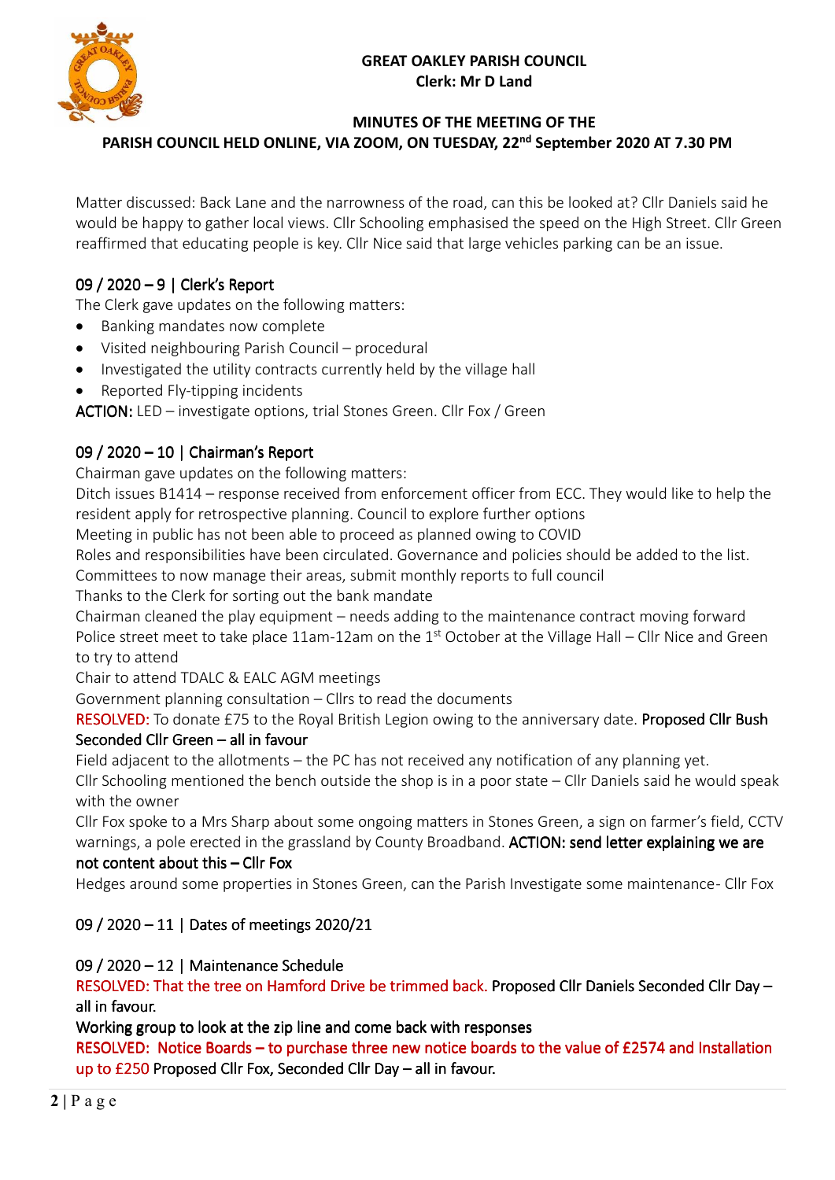**GREAT OAKLEY PARISH COUNCIL**
**Clerk: Mr D Land**

**MINUTES OF THE MEETING OF THE PARISH COUNCIL HELD ONLINE, VIA ZOOM, ON TUESDAY, 22nd September 2020 AT 7.30 PM**

Matter discussed: Back Lane and the narrowness of the road, can this be looked at? Cllr Daniels said he would be happy to gather local views. Cllr Schooling emphasised the speed on the High Street. Cllr Green reaffirmed that educating people is key. Cllr Nice said that large vehicles parking can be an issue.

## 09 / 2020 – 9 | Clerk's Report

The Clerk gave updates on the following matters:

- Banking mandates now complete
- Visited neighbouring Parish Council – procedural
- Investigated the utility contracts currently held by the village hall
- Reported Fly-tipping incidents

**ACTION:** LED – investigate options, trial Stones Green. Cllr Fox / Green

## 09 / 2020 – 10 | Chairman's Report

Chairman gave updates on the following matters:

Ditch issues B1414 – response received from enforcement officer from ECC. They would like to help the resident apply for retrospective planning. Council to explore further options

Meeting in public has not been able to proceed as planned owing to COVID

Roles and responsibilities have been circulated. Governance and policies should be added to the list.

Committees to now manage their areas, submit monthly reports to full council

Thanks to the Clerk for sorting out the bank mandate

Chairman cleaned the play equipment – needs adding to the maintenance contract moving forward

Police street meet to take place 11am-12am on the 1st October at the Village Hall – Cllr Nice and Green to try to attend

Chair to attend TDALC & EALC AGM meetings

Government planning consultation – Cllrs to read the documents

RESOLVED: To donate £75 to the Royal British Legion owing to the anniversary date. **Proposed Cllr Bush Seconded Cllr Green – all in favour**

Field adjacent to the allotments – the PC has not received any notification of any planning yet.

Cllr Schooling mentioned the bench outside the shop is in a poor state – Cllr Daniels said he would speak with the owner

Cllr Fox spoke to a Mrs Sharp about some ongoing matters in Stones Green, a sign on farmer's field, CCTV warnings, a pole erected in the grassland by County Broadband. **ACTION: send letter explaining we are not content about this – Cllr Fox**

Hedges around some properties in Stones Green, can the Parish Investigate some maintenance- Cllr Fox

## 09 / 2020 – 11 | Dates of meetings 2020/21

## 09 / 2020 – 12 | Maintenance Schedule

RESOLVED: That the tree on Hamford Drive be trimmed back. Proposed Cllr Daniels Seconded Cllr Day – all in favour.

Working group to look at the zip line and come back with responses

RESOLVED: Notice Boards – to purchase three new notice boards to the value of £2574 and Installation up to £250 Proposed Cllr Fox, Seconded Cllr Day – all in favour.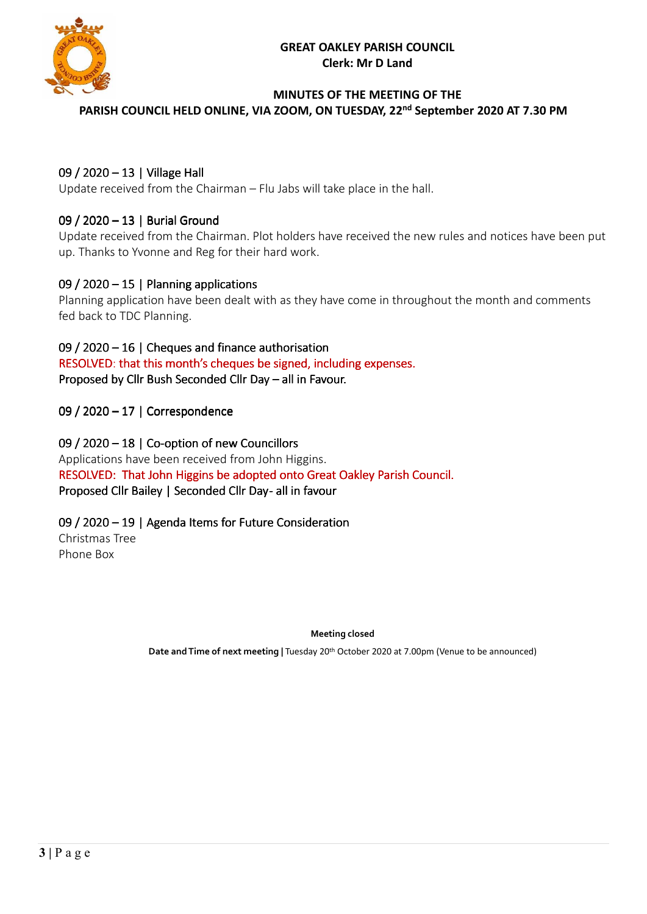**GREAT OAKLEY PARISH COUNCIL**
**Clerk: Mr D Land**

**MINUTES OF THE MEETING OF THE PARISH COUNCIL HELD ONLINE, VIA ZOOM, ON TUESDAY, 22nd September 2020 AT 7.30 PM**

09 / 2020 – 13 | Village Hall

Update received from the Chairman – Flu Jabs will take place in the hall.

09 / 2020 – 13 | Burial Ground

Update received from the Chairman. Plot holders have received the new rules and notices have been put up. Thanks to Yvonne and Reg for their hard work.

09 / 2020 – 15 | Planning applications

Planning application have been dealt with as they have come in throughout the month and comments fed back to TDC Planning.

09 / 2020 – 16 | Cheques and finance authorisation

RESOLVED: that this month's cheques be signed, including expenses.

Proposed by Cllr Bush Seconded Cllr Day – all in Favour.

09 / 2020 – 17 | Correspondence

09 / 2020 – 18 | Co-option of new Councillors

Applications have been received from John Higgins.

RESOLVED: That John Higgins be adopted onto Great Oakley Parish Council.

Proposed Cllr Bailey | Seconded Cllr Day- all in favour

09 / 2020 – 19 | Agenda Items for Future Consideration

Christmas Tree

Phone Box

**Meeting closed**

**Date and Time of next meeting |** Tuesday 20th October 2020 at 7.00pm (Venue to be announced)